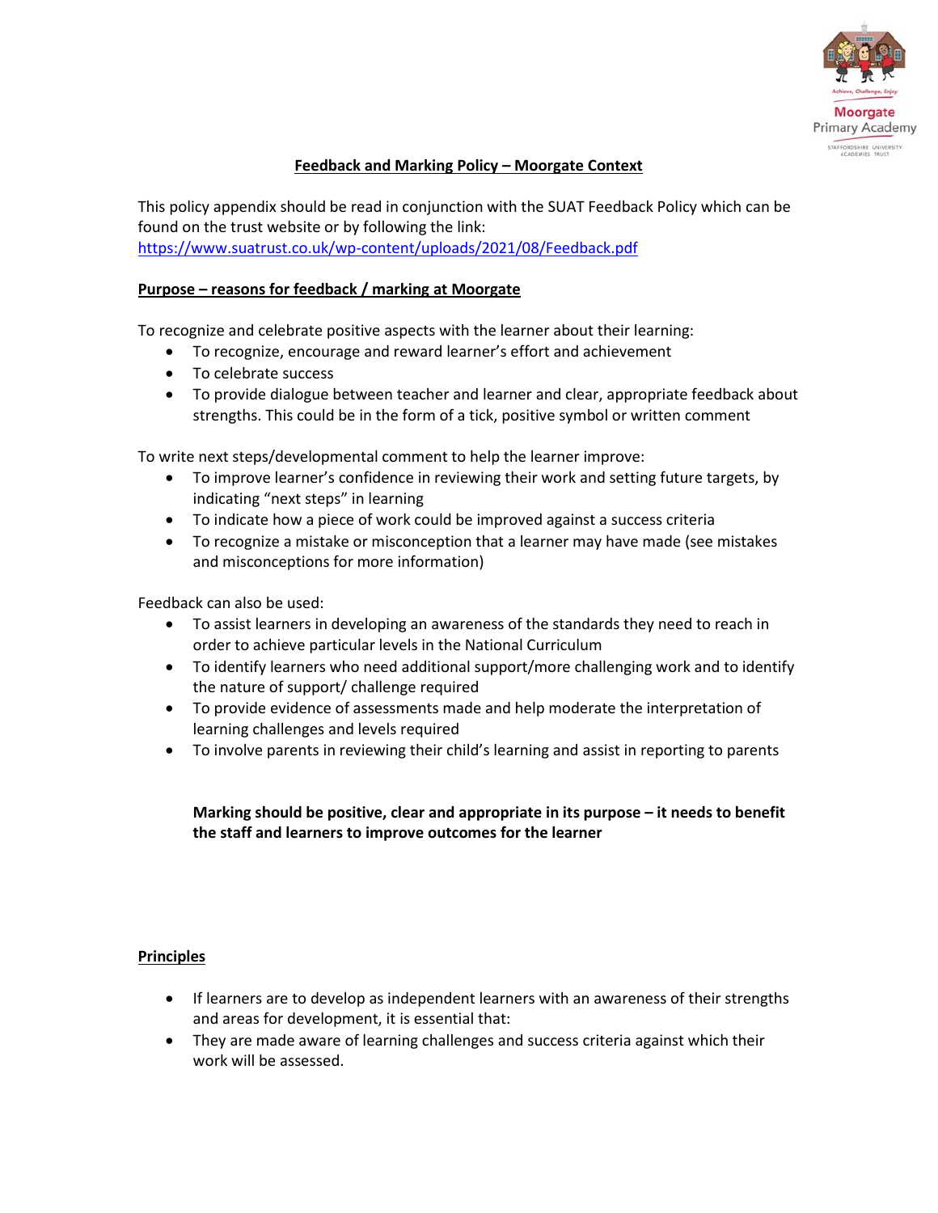# Feedback and Marking Policy – Moorgate Context

This policy appendix should be read in conjunction with the SUAT Feedback Policy which can be found on the trust website or by following the link:
https://www.suatrust.co.uk/wp-content/uploads/2021/08/Feedback.pdf

## Purpose – reasons for feedback / marking at Moorgate

To recognize and celebrate positive aspects with the learner about their learning:

- To recognize, encourage and reward learner's effort and achievement
- To celebrate success
- To provide dialogue between teacher and learner and clear, appropriate feedback about strengths. This could be in the form of a tick, positive symbol or written comment

To write next steps/developmental comment to help the learner improve:

- To improve learner's confidence in reviewing their work and setting future targets, by indicating "next steps" in learning
- To indicate how a piece of work could be improved against a success criteria
- To recognize a mistake or misconception that a learner may have made (see mistakes and misconceptions for more information)

Feedback can also be used:

- To assist learners in developing an awareness of the standards they need to reach in order to achieve particular levels in the National Curriculum
- To identify learners who need additional support/more challenging work and to identify the nature of support/ challenge required
- To provide evidence of assessments made and help moderate the interpretation of learning challenges and levels required
- To involve parents in reviewing their child's learning and assist in reporting to parents

**Marking should be positive, clear and appropriate in its purpose – it needs to benefit the staff and learners to improve outcomes for the learner**

## Principles

- If learners are to develop as independent learners with an awareness of their strengths and areas for development, it is essential that:
- They are made aware of learning challenges and success criteria against which their work will be assessed.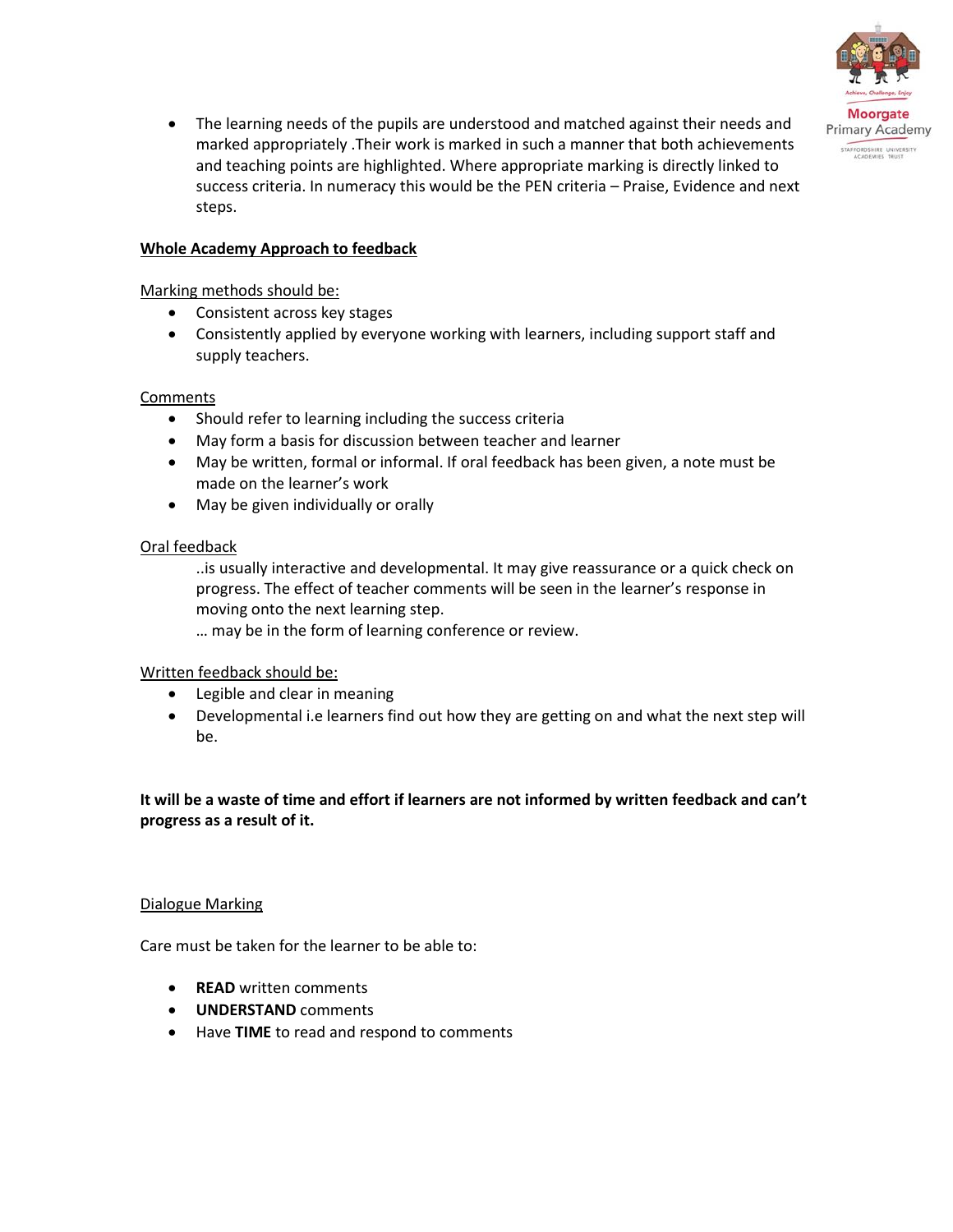- The learning needs of the pupils are understood and matched against their needs and marked appropriately .Their work is marked in such a manner that both achievements and teaching points are highlighted. Where appropriate marking is directly linked to success criteria. In numeracy this would be the PEN criteria – Praise, Evidence and next steps.

**Whole Academy Approach to feedback**

Marking methods should be:

- Consistent across key stages
- Consistently applied by everyone working with learners, including support staff and supply teachers.

Comments

- Should refer to learning including the success criteria
- May form a basis for discussion between teacher and learner
- May be written, formal or informal. If oral feedback has been given, a note must be made on the learner's work
- May be given individually or orally

Oral feedback

..is usually interactive and developmental. It may give reassurance or a quick check on progress. The effect of teacher comments will be seen in the learner's response in moving onto the next learning step.

… may be in the form of learning conference or review.

Written feedback should be:

- Legible and clear in meaning
- Developmental i.e learners find out how they are getting on and what the next step will be.

**It will be a waste of time and effort if learners are not informed by written feedback and can't progress as a result of it.**

Dialogue Marking

Care must be taken for the learner to be able to:

- **READ** written comments
- **UNDERSTAND** comments
- Have **TIME** to read and respond to comments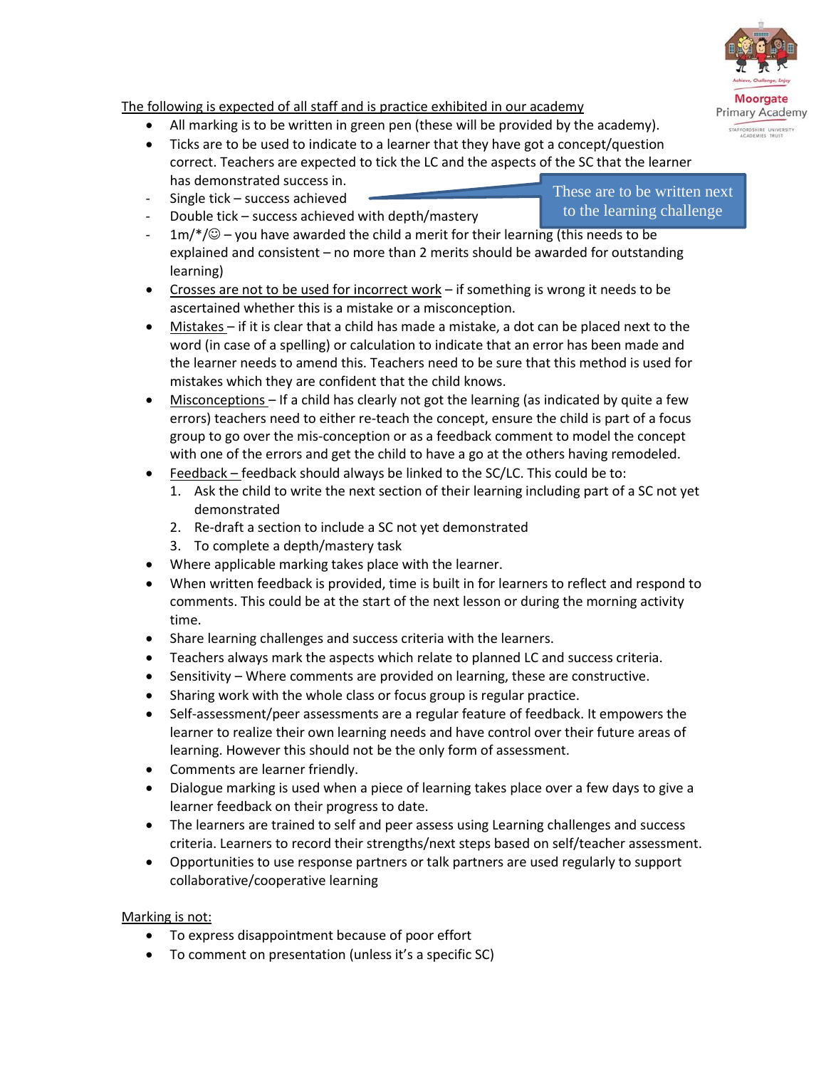<u>The following is expected of all staff and is practice exhibited in our academy</u>

- All marking is to be written in green pen (these will be provided by the academy).
- Ticks are to be used to indicate to a learner that they have got a concept/question correct. Teachers are expected to tick the LC and the aspects of the SC that the learner has demonstrated success in.
  - Single tick – success achieved
  - Double tick – success achieved with depth/mastery
  - 1m/*/☺ – you have awarded the child a merit for their learning (this needs to be explained and consistent – no more than 2 merits should be awarded for outstanding learning)

These are to be written next to the learning challenge

- <u>Crosses are not to be used for incorrect work</u> – if something is wrong it needs to be ascertained whether this is a mistake or a misconception.
- <u>Mistakes</u> – if it is clear that a child has made a mistake, a dot can be placed next to the word (in case of a spelling) or calculation to indicate that an error has been made and the learner needs to amend this. Teachers need to be sure that this method is used for mistakes which they are confident that the child knows.
- <u>Misconceptions</u> – If a child has clearly not got the learning (as indicated by quite a few errors) teachers need to either re-teach the concept, ensure the child is part of a focus group to go over the mis-conception or as a feedback comment to model the concept with one of the errors and get the child to have a go at the others having remodeled.
- <u>Feedback</u> – feedback should always be linked to the SC/LC. This could be to:
  1. Ask the child to write the next section of their learning including part of a SC not yet demonstrated
  2. Re-draft a section to include a SC not yet demonstrated
  3. To complete a depth/mastery task
- Where applicable marking takes place with the learner.
- When written feedback is provided, time is built in for learners to reflect and respond to comments. This could be at the start of the next lesson or during the morning activity time.
- Share learning challenges and success criteria with the learners.
- Teachers always mark the aspects which relate to planned LC and success criteria.
- Sensitivity – Where comments are provided on learning, these are constructive.
- Sharing work with the whole class or focus group is regular practice.
- Self-assessment/peer assessments are a regular feature of feedback. It empowers the learner to realize their own learning needs and have control over their future areas of learning. However this should not be the only form of assessment.
- Comments are learner friendly.
- Dialogue marking is used when a piece of learning takes place over a few days to give a learner feedback on their progress to date.
- The learners are trained to self and peer assess using Learning challenges and success criteria. Learners to record their strengths/next steps based on self/teacher assessment.
- Opportunities to use response partners or talk partners are used regularly to support collaborative/cooperative learning

<u>Marking is not:</u>

- To express disappointment because of poor effort
- To comment on presentation (unless it's a specific SC)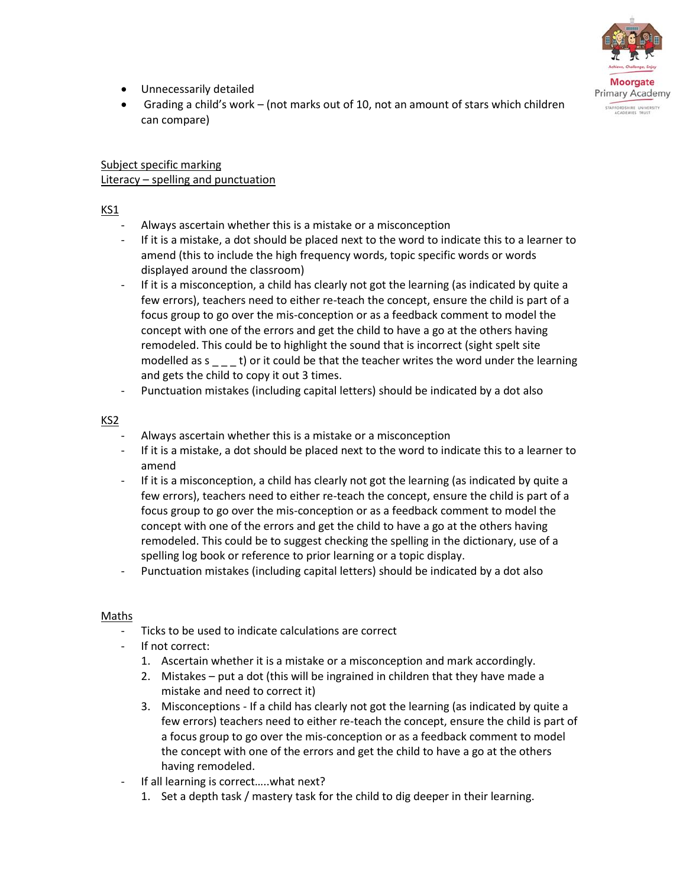- Unnecessarily detailed
- Grading a child's work – (not marks out of 10, not an amount of stars which children can compare)

<u>Subject specific marking</u>
<u>Literacy – spelling and punctuation</u>

<u>KS1</u>

- Always ascertain whether this is a mistake or a misconception
- If it is a mistake, a dot should be placed next to the word to indicate this to a learner to amend (this to include the high frequency words, topic specific words or words displayed around the classroom)
- If it is a misconception, a child has clearly not got the learning (as indicated by quite a few errors), teachers need to either re-teach the concept, ensure the child is part of a focus group to go over the mis-conception or as a feedback comment to model the concept with one of the errors and get the child to have a go at the others having remodeled. This could be to highlight the sound that is incorrect (sight spelt site modelled as s _ _ _ t) or it could be that the teacher writes the word under the learning and gets the child to copy it out 3 times.
- Punctuation mistakes (including capital letters) should be indicated by a dot also

<u>KS2</u>

- Always ascertain whether this is a mistake or a misconception
- If it is a mistake, a dot should be placed next to the word to indicate this to a learner to amend
- If it is a misconception, a child has clearly not got the learning (as indicated by quite a few errors), teachers need to either re-teach the concept, ensure the child is part of a focus group to go over the mis-conception or as a feedback comment to model the concept with one of the errors and get the child to have a go at the others having remodeled. This could be to suggest checking the spelling in the dictionary, use of a spelling log book or reference to prior learning or a topic display.
- Punctuation mistakes (including capital letters) should be indicated by a dot also

<u>Maths</u>

- Ticks to be used to indicate calculations are correct
- If not correct:
  1. Ascertain whether it is a mistake or a misconception and mark accordingly.
  2. Mistakes – put a dot (this will be ingrained in children that they have made a mistake and need to correct it)
  3. Misconceptions - If a child has clearly not got the learning (as indicated by quite a few errors) teachers need to either re-teach the concept, ensure the child is part of a focus group to go over the mis-conception or as a feedback comment to model the concept with one of the errors and get the child to have a go at the others having remodeled.
- If all learning is correct…..what next?
  1. Set a depth task / mastery task for the child to dig deeper in their learning.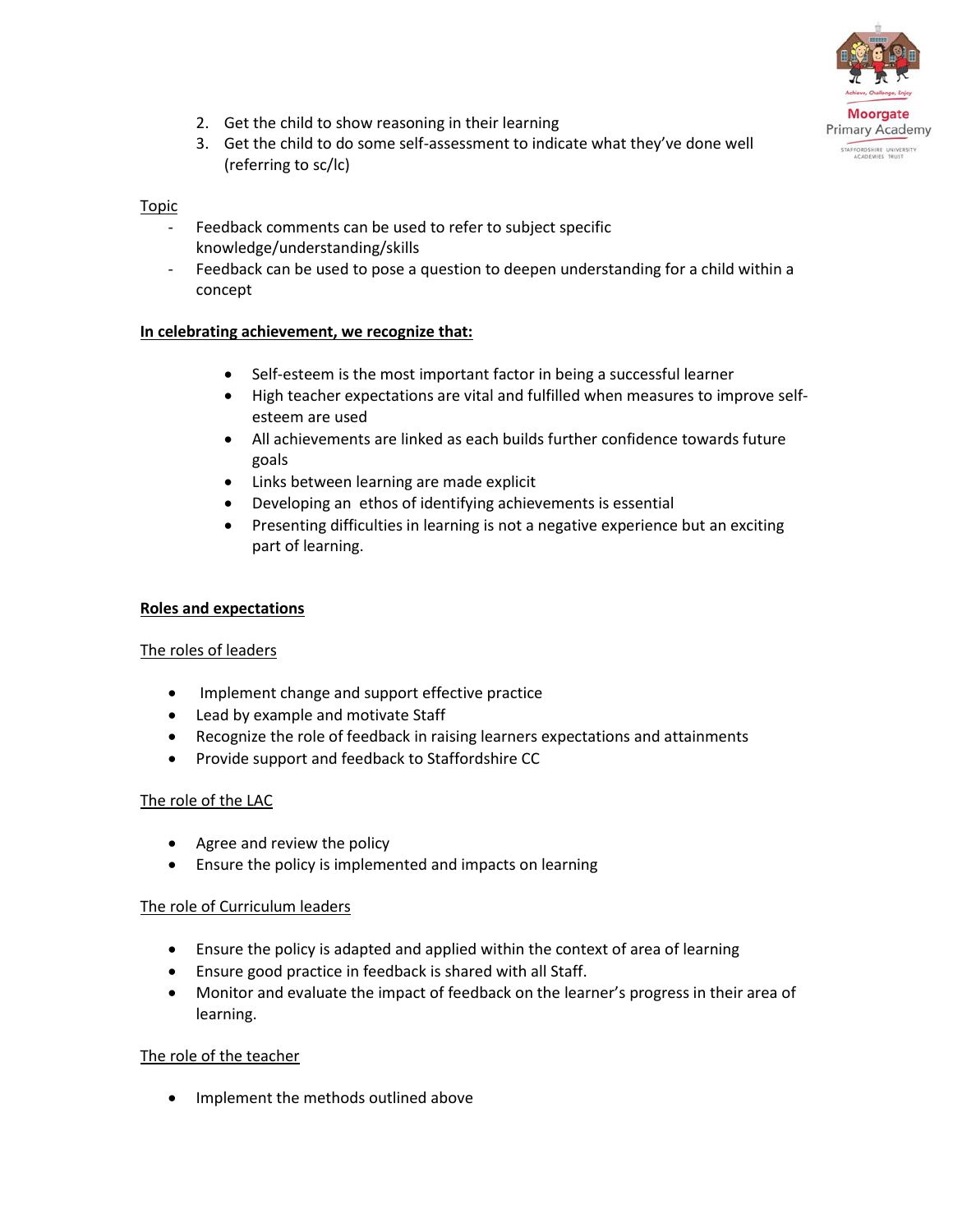2. Get the child to show reasoning in their learning
3. Get the child to do some self-assessment to indicate what they've done well (referring to sc/lc)

Topic

- Feedback comments can be used to refer to subject specific knowledge/understanding/skills
- Feedback can be used to pose a question to deepen understanding for a child within a concept

**In celebrating achievement, we recognize that:**

- Self-esteem is the most important factor in being a successful learner
- High teacher expectations are vital and fulfilled when measures to improve self-esteem are used
- All achievements are linked as each builds further confidence towards future goals
- Links between learning are made explicit
- Developing an ethos of identifying achievements is essential
- Presenting difficulties in learning is not a negative experience but an exciting part of learning.

**Roles and expectations**

The roles of leaders

- Implement change and support effective practice
- Lead by example and motivate Staff
- Recognize the role of feedback in raising learners expectations and attainments
- Provide support and feedback to Staffordshire CC

The role of the LAC

- Agree and review the policy
- Ensure the policy is implemented and impacts on learning

The role of Curriculum leaders

- Ensure the policy is adapted and applied within the context of area of learning
- Ensure good practice in feedback is shared with all Staff.
- Monitor and evaluate the impact of feedback on the learner's progress in their area of learning.

The role of the teacher

- Implement the methods outlined above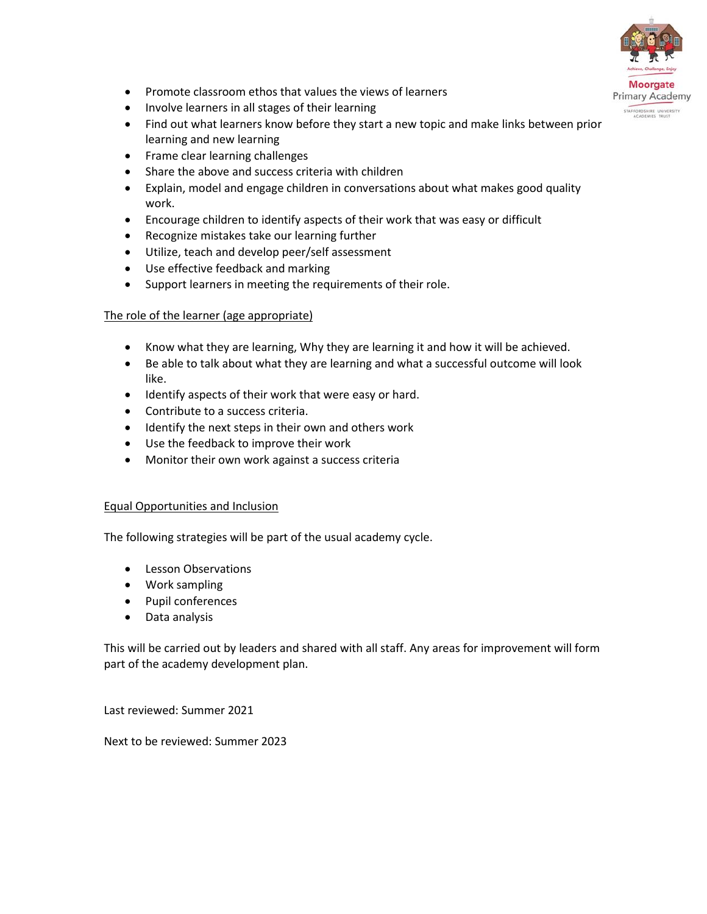- Promote classroom ethos that values the views of learners
- Involve learners in all stages of their learning
- Find out what learners know before they start a new topic and make links between prior learning and new learning
- Frame clear learning challenges
- Share the above and success criteria with children
- Explain, model and engage children in conversations about what makes good quality work.
- Encourage children to identify aspects of their work that was easy or difficult
- Recognize mistakes take our learning further
- Utilize, teach and develop peer/self assessment
- Use effective feedback and marking
- Support learners in meeting the requirements of their role.

<u>The role of the learner (age appropriate)</u>

- Know what they are learning, Why they are learning it and how it will be achieved.
- Be able to talk about what they are learning and what a successful outcome will look like.
- Identify aspects of their work that were easy or hard.
- Contribute to a success criteria.
- Identify the next steps in their own and others work
- Use the feedback to improve their work
- Monitor their own work against a success criteria

<u>Equal Opportunities and Inclusion</u>

The following strategies will be part of the usual academy cycle.

- Lesson Observations
- Work sampling
- Pupil conferences
- Data analysis

This will be carried out by leaders and shared with all staff. Any areas for improvement will form part of the academy development plan.

Last reviewed: Summer 2021

Next to be reviewed: Summer 2023